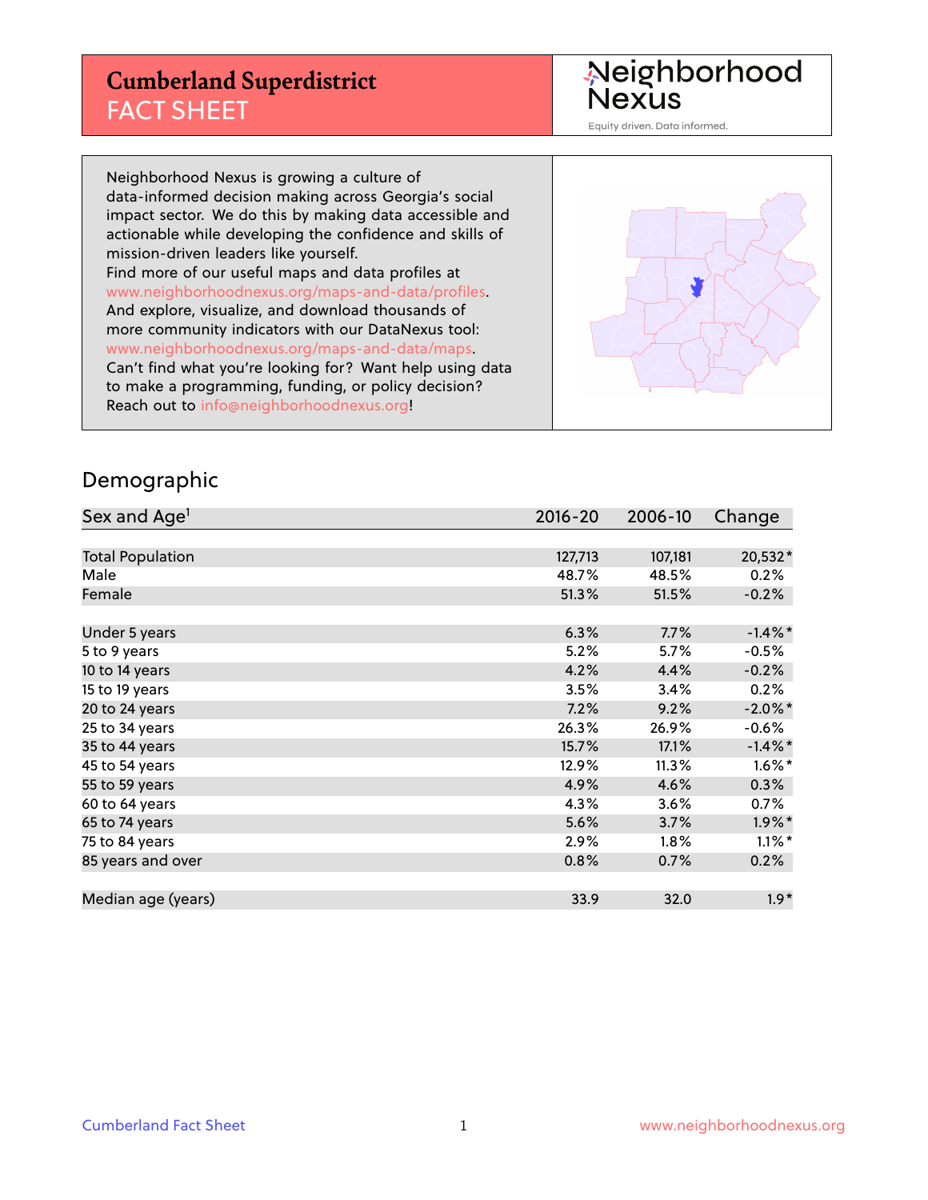# Cumberland Superdistrict
## FACT SHEET

Neighborhood Nexus

Equity driven. Data informed.

Neighborhood Nexus is growing a culture of data-informed decision making across Georgia's social impact sector. We do this by making data accessible and actionable while developing the confidence and skills of mission-driven leaders like yourself.
Find more of our useful maps and data profiles at www.neighborhoodnexus.org/maps-and-data/profiles.
And explore, visualize, and download thousands of more community indicators with our DataNexus tool: www.neighborhoodnexus.org/maps-and-data/maps.
Can't find what you're looking for? Want help using data to make a programming, funding, or policy decision? Reach out to info@neighborhoodnexus.org!

## Demographic

| Sex and Age[1] | 2016-20 | 2006-10 | Change |
|---|---|---|---|
| Total Population | 127,713 | 107,181 | 20,532* |
| Male | 48.7% | 48.5% | 0.2% |
| Female | 51.3% | 51.5% | -0.2% |
| Under 5 years | 6.3% | 7.7% | -1.4%* |
| 5 to 9 years | 5.2% | 5.7% | -0.5% |
| 10 to 14 years | 4.2% | 4.4% | -0.2% |
| 15 to 19 years | 3.5% | 3.4% | 0.2% |
| 20 to 24 years | 7.2% | 9.2% | -2.0%* |
| 25 to 34 years | 26.3% | 26.9% | -0.6% |
| 35 to 44 years | 15.7% | 17.1% | -1.4%* |
| 45 to 54 years | 12.9% | 11.3% | 1.6%* |
| 55 to 59 years | 4.9% | 4.6% | 0.3% |
| 60 to 64 years | 4.3% | 3.6% | 0.7% |
| 65 to 74 years | 5.6% | 3.7% | 1.9%* |
| 75 to 84 years | 2.9% | 1.8% | 1.1%* |
| 85 years and over | 0.8% | 0.7% | 0.2% |
| Median age (years) | 33.9 | 32.0 | 1.9* |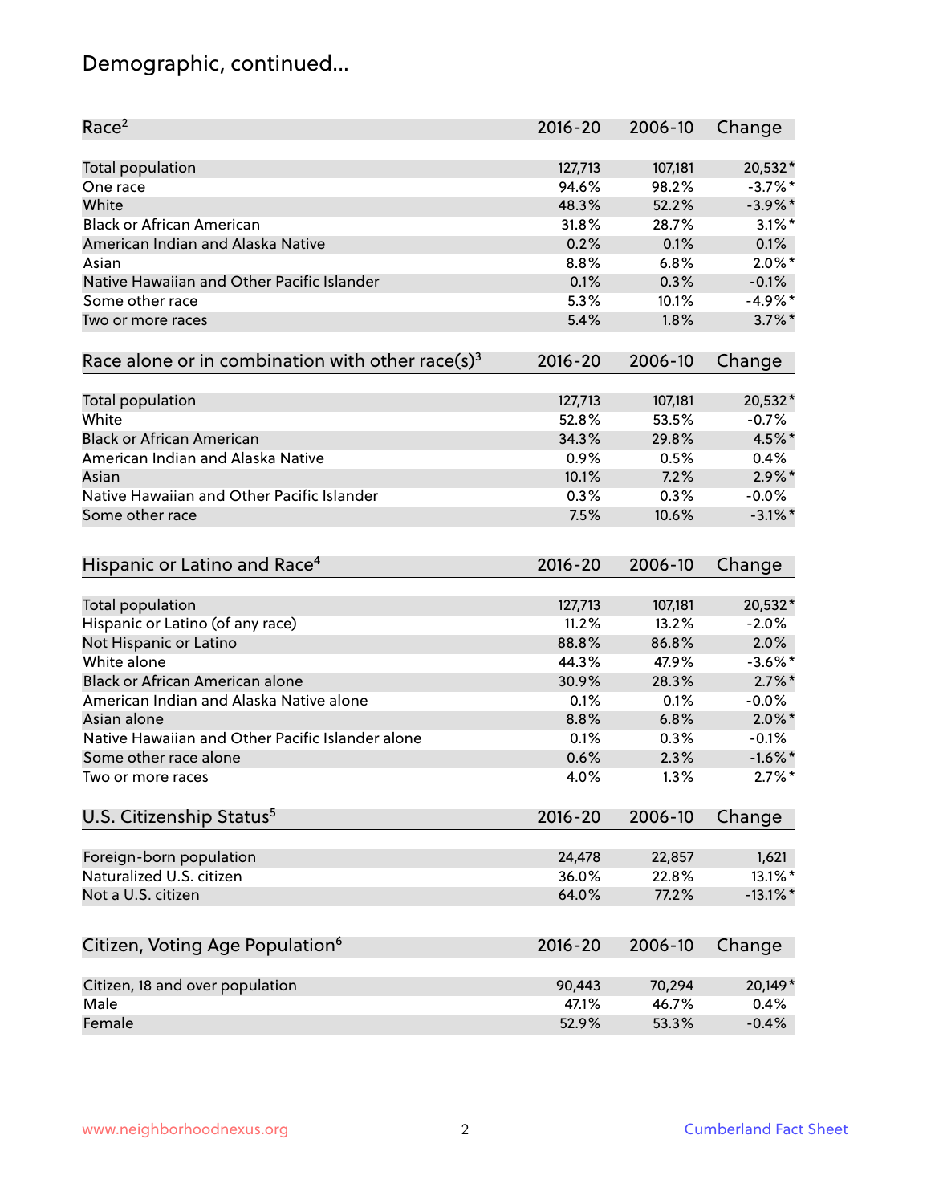# Demographic, continued...

| Race[2] | 2016-20 | 2006-10 | Change |
|---|---|---|---|
| Total population | 127,713 | 107,181 | 20,532* |
| One race | 94.6% | 98.2% | -3.7%* |
| White | 48.3% | 52.2% | -3.9%* |
| Black or African American | 31.8% | 28.7% | 3.1%* |
| American Indian and Alaska Native | 0.2% | 0.1% | 0.1% |
| Asian | 8.8% | 6.8% | 2.0%* |
| Native Hawaiian and Other Pacific Islander | 0.1% | 0.3% | -0.1% |
| Some other race | 5.3% | 10.1% | -4.9%* |
| Two or more races | 5.4% | 1.8% | 3.7%* |

| Race alone or in combination with other race(s)[3] | 2016-20 | 2006-10 | Change |
|---|---|---|---|
| Total population | 127,713 | 107,181 | 20,532* |
| White | 52.8% | 53.5% | -0.7% |
| Black or African American | 34.3% | 29.8% | 4.5%* |
| American Indian and Alaska Native | 0.9% | 0.5% | 0.4% |
| Asian | 10.1% | 7.2% | 2.9%* |
| Native Hawaiian and Other Pacific Islander | 0.3% | 0.3% | -0.0% |
| Some other race | 7.5% | 10.6% | -3.1%* |

| Hispanic or Latino and Race[4] | 2016-20 | 2006-10 | Change |
|---|---|---|---|
| Total population | 127,713 | 107,181 | 20,532* |
| Hispanic or Latino (of any race) | 11.2% | 13.2% | -2.0% |
| Not Hispanic or Latino | 88.8% | 86.8% | 2.0% |
| White alone | 44.3% | 47.9% | -3.6%* |
| Black or African American alone | 30.9% | 28.3% | 2.7%* |
| American Indian and Alaska Native alone | 0.1% | 0.1% | -0.0% |
| Asian alone | 8.8% | 6.8% | 2.0%* |
| Native Hawaiian and Other Pacific Islander alone | 0.1% | 0.3% | -0.1% |
| Some other race alone | 0.6% | 2.3% | -1.6%* |
| Two or more races | 4.0% | 1.3% | 2.7%* |

| U.S. Citizenship Status[5] | 2016-20 | 2006-10 | Change |
|---|---|---|---|
| Foreign-born population | 24,478 | 22,857 | 1,621 |
| Naturalized U.S. citizen | 36.0% | 22.8% | 13.1%* |
| Not a U.S. citizen | 64.0% | 77.2% | -13.1%* |

| Citizen, Voting Age Population[6] | 2016-20 | 2006-10 | Change |
|---|---|---|---|
| Citizen, 18 and over population | 90,443 | 70,294 | 20,149* |
| Male | 47.1% | 46.7% | 0.4% |
| Female | 52.9% | 53.3% | -0.4% |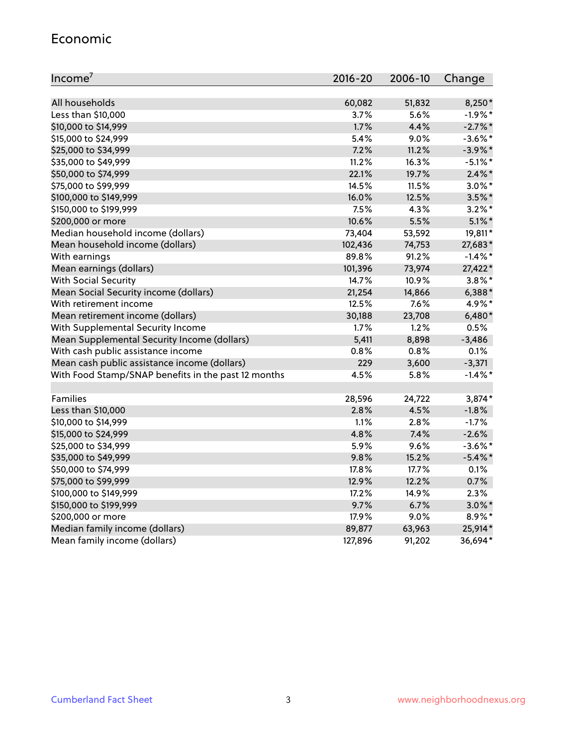## Economic

| Income[7] | 2016-20 | 2006-10 | Change |
|---|---|---|---|
| All households | 60,082 | 51,832 | 8,250* |
| Less than $10,000 | 3.7% | 5.6% | -1.9%* |
| $10,000 to $14,999 | 1.7% | 4.4% | -2.7%* |
| $15,000 to $24,999 | 5.4% | 9.0% | -3.6%* |
| $25,000 to $34,999 | 7.2% | 11.2% | -3.9%* |
| $35,000 to $49,999 | 11.2% | 16.3% | -5.1%* |
| $50,000 to $74,999 | 22.1% | 19.7% | 2.4%* |
| $75,000 to $99,999 | 14.5% | 11.5% | 3.0%* |
| $100,000 to $149,999 | 16.0% | 12.5% | 3.5%* |
| $150,000 to $199,999 | 7.5% | 4.3% | 3.2%* |
| $200,000 or more | 10.6% | 5.5% | 5.1%* |
| Median household income (dollars) | 73,404 | 53,592 | 19,811* |
| Mean household income (dollars) | 102,436 | 74,753 | 27,683* |
| With earnings | 89.8% | 91.2% | -1.4%* |
| Mean earnings (dollars) | 101,396 | 73,974 | 27,422* |
| With Social Security | 14.7% | 10.9% | 3.8%* |
| Mean Social Security income (dollars) | 21,254 | 14,866 | 6,388* |
| With retirement income | 12.5% | 7.6% | 4.9%* |
| Mean retirement income (dollars) | 30,188 | 23,708 | 6,480* |
| With Supplemental Security Income | 1.7% | 1.2% | 0.5% |
| Mean Supplemental Security Income (dollars) | 5,411 | 8,898 | -3,486 |
| With cash public assistance income | 0.8% | 0.8% | 0.1% |
| Mean cash public assistance income (dollars) | 229 | 3,600 | -3,371 |
| With Food Stamp/SNAP benefits in the past 12 months | 4.5% | 5.8% | -1.4%* |
| | | | |
| Families | 28,596 | 24,722 | 3,874* |
| Less than $10,000 | 2.8% | 4.5% | -1.8% |
| $10,000 to $14,999 | 1.1% | 2.8% | -1.7% |
| $15,000 to $24,999 | 4.8% | 7.4% | -2.6% |
| $25,000 to $34,999 | 5.9% | 9.6% | -3.6%* |
| $35,000 to $49,999 | 9.8% | 15.2% | -5.4%* |
| $50,000 to $74,999 | 17.8% | 17.7% | 0.1% |
| $75,000 to $99,999 | 12.9% | 12.2% | 0.7% |
| $100,000 to $149,999 | 17.2% | 14.9% | 2.3% |
| $150,000 to $199,999 | 9.7% | 6.7% | 3.0%* |
| $200,000 or more | 17.9% | 9.0% | 8.9%* |
| Median family income (dollars) | 89,877 | 63,963 | 25,914* |
| Mean family income (dollars) | 127,896 | 91,202 | 36,694* |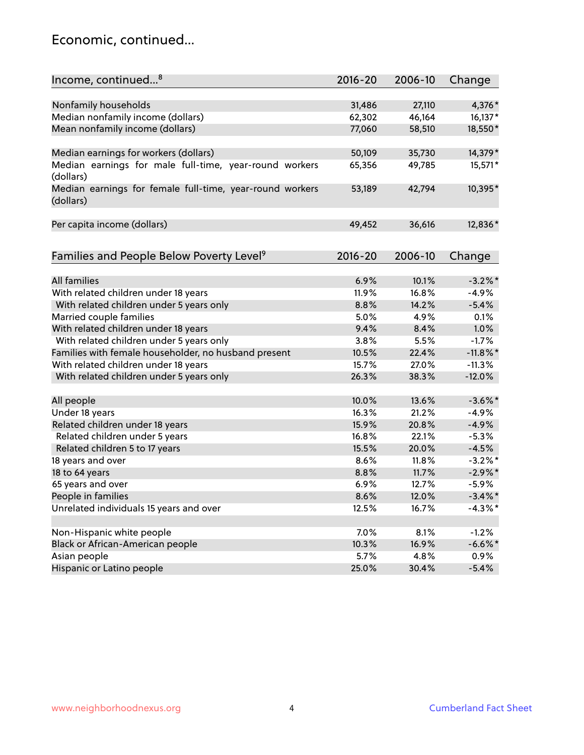# Economic, continued...

| Income, continued...[8] | 2016-20 | 2006-10 | Change |
|---|---|---|---|
| Nonfamily households | 31,486 | 27,110 | 4,376* |
| Median nonfamily income (dollars) | 62,302 | 46,164 | 16,137* |
| Mean nonfamily income (dollars) | 77,060 | 58,510 | 18,550* |
| Median earnings for workers (dollars) | 50,109 | 35,730 | 14,379* |
| Median earnings for male full-time, year-round workers (dollars) | 65,356 | 49,785 | 15,571* |
| Median earnings for female full-time, year-round workers (dollars) | 53,189 | 42,794 | 10,395* |
| Per capita income (dollars) | 49,452 | 36,616 | 12,836* |

| Families and People Below Poverty Level[9] | 2016-20 | 2006-10 | Change |
|---|---|---|---|
| All families | 6.9% | 10.1% | -3.2%* |
| With related children under 18 years | 11.9% | 16.8% | -4.9% |
| With related children under 5 years only | 8.8% | 14.2% | -5.4% |
| Married couple families | 5.0% | 4.9% | 0.1% |
| With related children under 18 years | 9.4% | 8.4% | 1.0% |
| With related children under 5 years only | 3.8% | 5.5% | -1.7% |
| Families with female householder, no husband present | 10.5% | 22.4% | -11.8%* |
| With related children under 18 years | 15.7% | 27.0% | -11.3% |
| With related children under 5 years only | 26.3% | 38.3% | -12.0% |
| All people | 10.0% | 13.6% | -3.6%* |
| Under 18 years | 16.3% | 21.2% | -4.9% |
| Related children under 18 years | 15.9% | 20.8% | -4.9% |
| Related children under 5 years | 16.8% | 22.1% | -5.3% |
| Related children 5 to 17 years | 15.5% | 20.0% | -4.5% |
| 18 years and over | 8.6% | 11.8% | -3.2%* |
| 18 to 64 years | 8.8% | 11.7% | -2.9%* |
| 65 years and over | 6.9% | 12.7% | -5.9% |
| People in families | 8.6% | 12.0% | -3.4%* |
| Unrelated individuals 15 years and over | 12.5% | 16.7% | -4.3%* |
| Non-Hispanic white people | 7.0% | 8.1% | -1.2% |
| Black or African-American people | 10.3% | 16.9% | -6.6%* |
| Asian people | 5.7% | 4.8% | 0.9% |
| Hispanic or Latino people | 25.0% | 30.4% | -5.4% |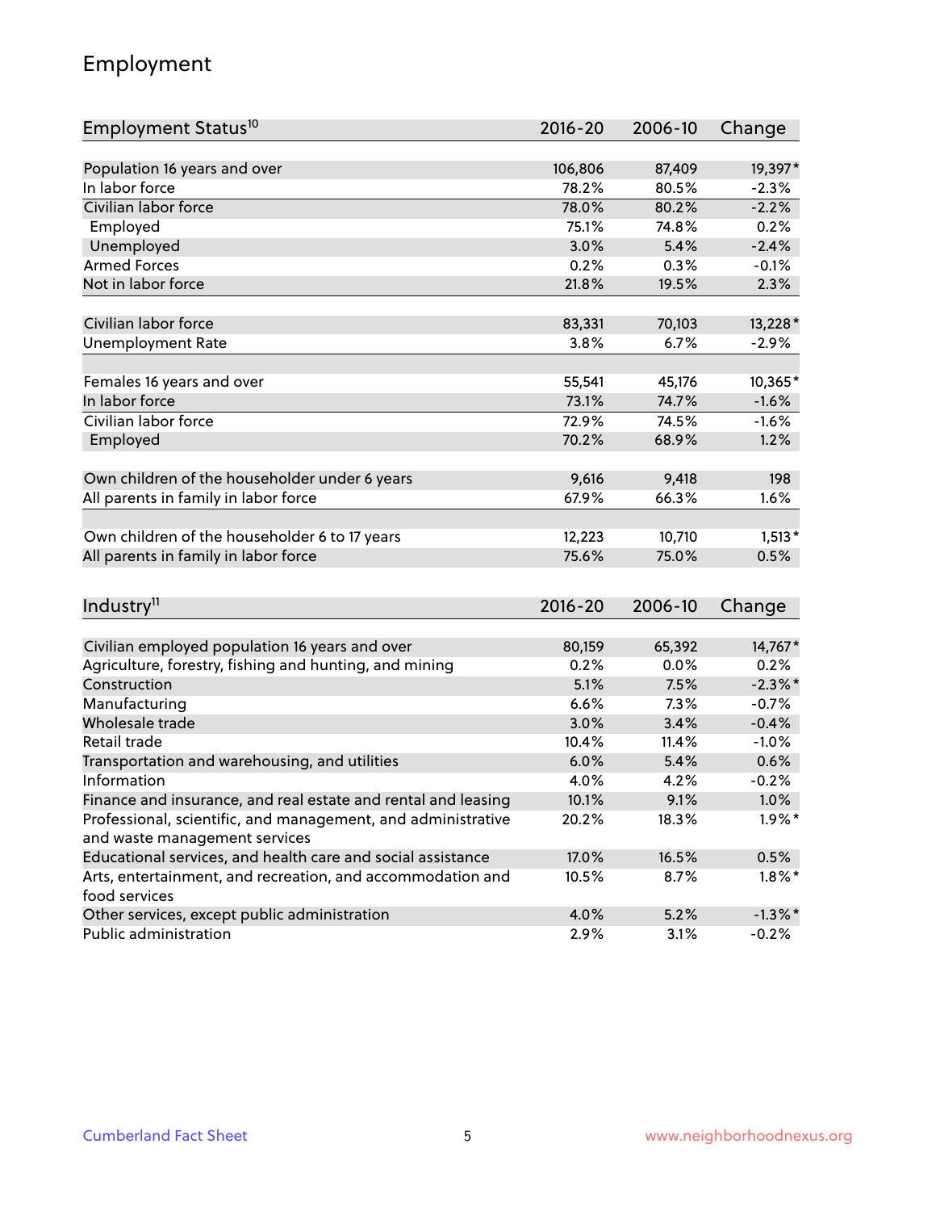# Employment

| Employment Status[10] | 2016-20 | 2006-10 | Change |
|---|---|---|---|
| Population 16 years and over | 106,806 | 87,409 | 19,397* |
| In labor force | 78.2% | 80.5% | -2.3% |
| Civilian labor force | 78.0% | 80.2% | -2.2% |
| Employed | 75.1% | 74.8% | 0.2% |
| Unemployed | 3.0% | 5.4% | -2.4% |
| Armed Forces | 0.2% | 0.3% | -0.1% |
| Not in labor force | 21.8% | 19.5% | 2.3% |
| | | | |
| Civilian labor force | 83,331 | 70,103 | 13,228* |
| Unemployment Rate | 3.8% | 6.7% | -2.9% |
| | | | |
| Females 16 years and over | 55,541 | 45,176 | 10,365* |
| In labor force | 73.1% | 74.7% | -1.6% |
| Civilian labor force | 72.9% | 74.5% | -1.6% |
| Employed | 70.2% | 68.9% | 1.2% |
| | | | |
| Own children of the householder under 6 years | 9,616 | 9,418 | 198 |
| All parents in family in labor force | 67.9% | 66.3% | 1.6% |
| | | | |
| Own children of the householder 6 to 17 years | 12,223 | 10,710 | 1,513* |
| All parents in family in labor force | 75.6% | 75.0% | 0.5% |

| Industry[11] | 2016-20 | 2006-10 | Change |
|---|---|---|---|
| Civilian employed population 16 years and over | 80,159 | 65,392 | 14,767* |
| Agriculture, forestry, fishing and hunting, and mining | 0.2% | 0.0% | 0.2% |
| Construction | 5.1% | 7.5% | -2.3%* |
| Manufacturing | 6.6% | 7.3% | -0.7% |
| Wholesale trade | 3.0% | 3.4% | -0.4% |
| Retail trade | 10.4% | 11.4% | -1.0% |
| Transportation and warehousing, and utilities | 6.0% | 5.4% | 0.6% |
| Information | 4.0% | 4.2% | -0.2% |
| Finance and insurance, and real estate and rental and leasing | 10.1% | 9.1% | 1.0% |
| Professional, scientific, and management, and administrative and waste management services | 20.2% | 18.3% | 1.9%* |
| Educational services, and health care and social assistance | 17.0% | 16.5% | 0.5% |
| Arts, entertainment, and recreation, and accommodation and food services | 10.5% | 8.7% | 1.8%* |
| Other services, except public administration | 4.0% | 5.2% | -1.3%* |
| Public administration | 2.9% | 3.1% | -0.2% |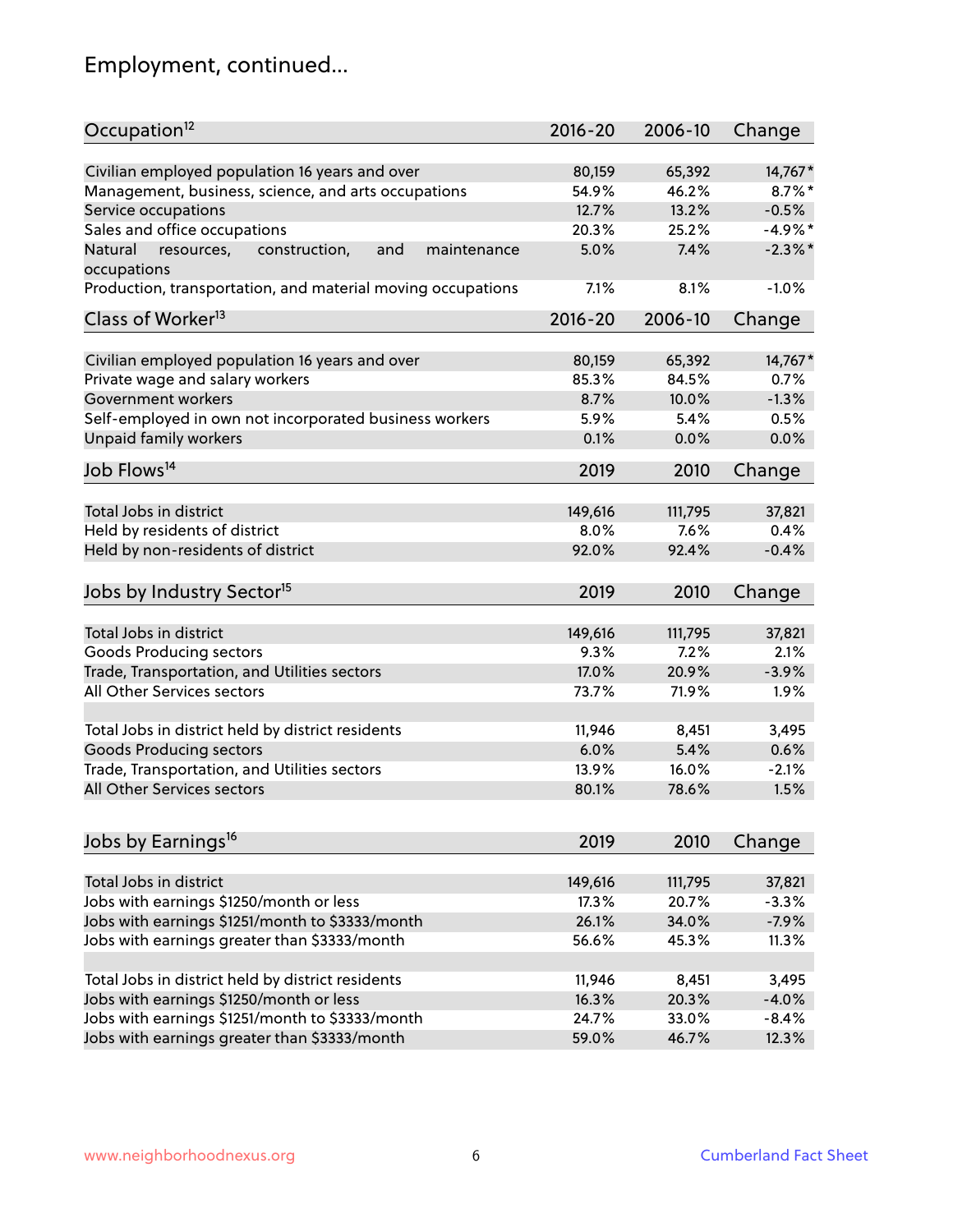## Employment, continued...

| Occupation[12] | 2016-20 | 2006-10 | Change |
|---|---|---|---|
| Civilian employed population 16 years and over | 80,159 | 65,392 | 14,767* |
| Management, business, science, and arts occupations | 54.9% | 46.2% | 8.7%* |
| Service occupations | 12.7% | 13.2% | -0.5% |
| Sales and office occupations | 20.3% | 25.2% | -4.9%* |
| Natural resources, construction, and maintenance occupations | 5.0% | 7.4% | -2.3%* |
| Production, transportation, and material moving occupations | 7.1% | 8.1% | -1.0% |

| Class of Worker[13] | 2016-20 | 2006-10 | Change |
|---|---|---|---|
| Civilian employed population 16 years and over | 80,159 | 65,392 | 14,767* |
| Private wage and salary workers | 85.3% | 84.5% | 0.7% |
| Government workers | 8.7% | 10.0% | -1.3% |
| Self-employed in own not incorporated business workers | 5.9% | 5.4% | 0.5% |
| Unpaid family workers | 0.1% | 0.0% | 0.0% |

| Job Flows[14] | 2019 | 2010 | Change |
|---|---|---|---|
| Total Jobs in district | 149,616 | 111,795 | 37,821 |
| Held by residents of district | 8.0% | 7.6% | 0.4% |
| Held by non-residents of district | 92.0% | 92.4% | -0.4% |

| Jobs by Industry Sector[15] | 2019 | 2010 | Change |
|---|---|---|---|
| Total Jobs in district | 149,616 | 111,795 | 37,821 |
| Goods Producing sectors | 9.3% | 7.2% | 2.1% |
| Trade, Transportation, and Utilities sectors | 17.0% | 20.9% | -3.9% |
| All Other Services sectors | 73.7% | 71.9% | 1.9% |
| | | | |
| Total Jobs in district held by district residents | 11,946 | 8,451 | 3,495 |
| Goods Producing sectors | 6.0% | 5.4% | 0.6% |
| Trade, Transportation, and Utilities sectors | 13.9% | 16.0% | -2.1% |
| All Other Services sectors | 80.1% | 78.6% | 1.5% |

| Jobs by Earnings[16] | 2019 | 2010 | Change |
|---|---|---|---|
| Total Jobs in district | 149,616 | 111,795 | 37,821 |
| Jobs with earnings $1250/month or less | 17.3% | 20.7% | -3.3% |
| Jobs with earnings $1251/month to $3333/month | 26.1% | 34.0% | -7.9% |
| Jobs with earnings greater than $3333/month | 56.6% | 45.3% | 11.3% |
| | | | |
| Total Jobs in district held by district residents | 11,946 | 8,451 | 3,495 |
| Jobs with earnings $1250/month or less | 16.3% | 20.3% | -4.0% |
| Jobs with earnings $1251/month to $3333/month | 24.7% | 33.0% | -8.4% |
| Jobs with earnings greater than $3333/month | 59.0% | 46.7% | 12.3% |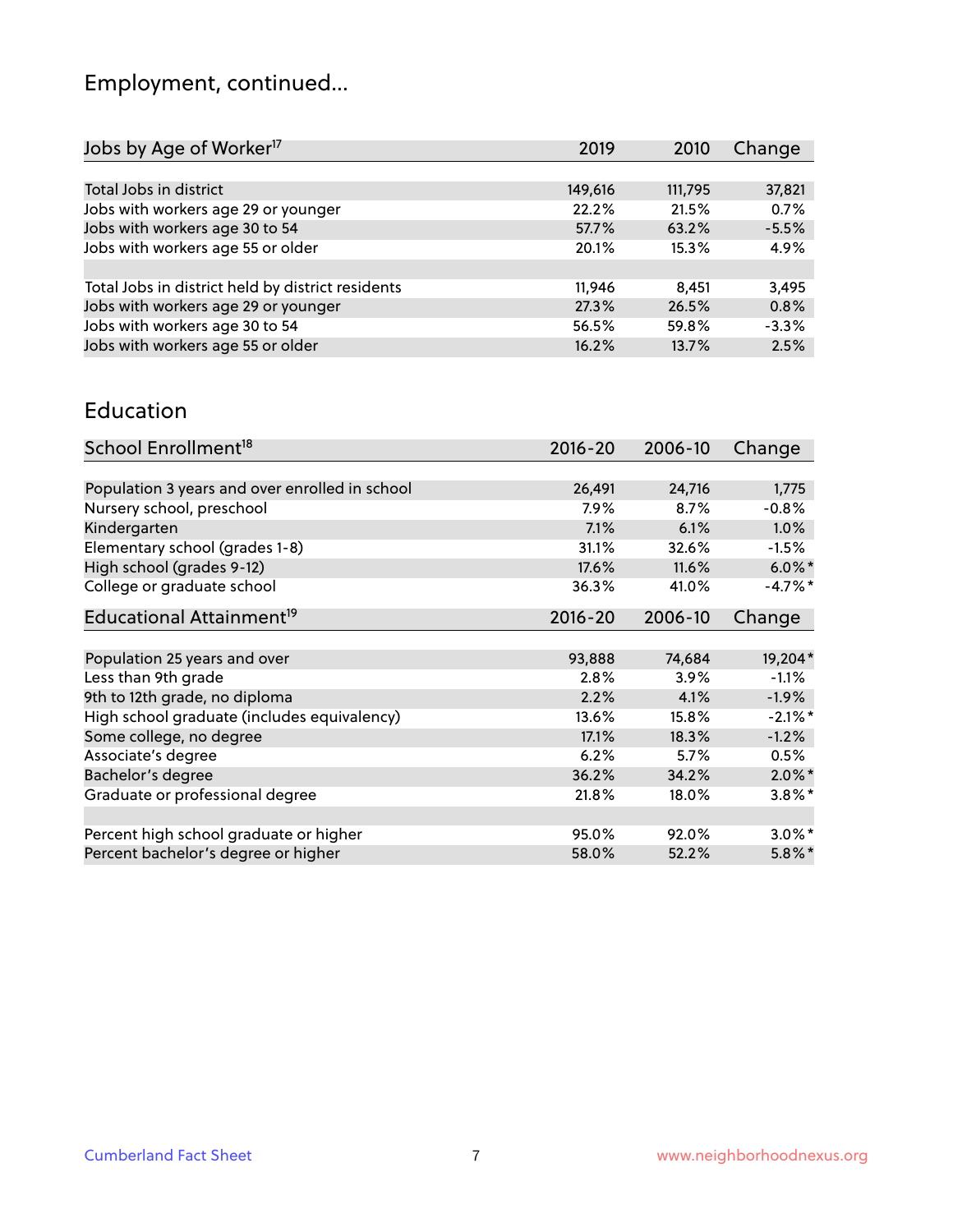## Employment, continued...

| Jobs by Age of Worker[17] | 2019 | 2010 | Change |
|---|---|---|---|
| Total Jobs in district | 149,616 | 111,795 | 37,821 |
| Jobs with workers age 29 or younger | 22.2% | 21.5% | 0.7% |
| Jobs with workers age 30 to 54 | 57.7% | 63.2% | -5.5% |
| Jobs with workers age 55 or older | 20.1% | 15.3% | 4.9% |
| | | | |
| Total Jobs in district held by district residents | 11,946 | 8,451 | 3,495 |
| Jobs with workers age 29 or younger | 27.3% | 26.5% | 0.8% |
| Jobs with workers age 30 to 54 | 56.5% | 59.8% | -3.3% |
| Jobs with workers age 55 or older | 16.2% | 13.7% | 2.5% |

## Education

| School Enrollment[18] | 2016-20 | 2006-10 | Change |
|---|---|---|---|
| Population 3 years and over enrolled in school | 26,491 | 24,716 | 1,775 |
| Nursery school, preschool | 7.9% | 8.7% | -0.8% |
| Kindergarten | 7.1% | 6.1% | 1.0% |
| Elementary school (grades 1-8) | 31.1% | 32.6% | -1.5% |
| High school (grades 9-12) | 17.6% | 11.6% | 6.0%* |
| College or graduate school | 36.3% | 41.0% | -4.7%* |

| Educational Attainment[19] | 2016-20 | 2006-10 | Change |
|---|---|---|---|
| Population 25 years and over | 93,888 | 74,684 | 19,204* |
| Less than 9th grade | 2.8% | 3.9% | -1.1% |
| 9th to 12th grade, no diploma | 2.2% | 4.1% | -1.9% |
| High school graduate (includes equivalency) | 13.6% | 15.8% | -2.1%* |
| Some college, no degree | 17.1% | 18.3% | -1.2% |
| Associate's degree | 6.2% | 5.7% | 0.5% |
| Bachelor's degree | 36.2% | 34.2% | 2.0%* |
| Graduate or professional degree | 21.8% | 18.0% | 3.8%* |
| | | | |
| Percent high school graduate or higher | 95.0% | 92.0% | 3.0%* |
| Percent bachelor's degree or higher | 58.0% | 52.2% | 5.8%* |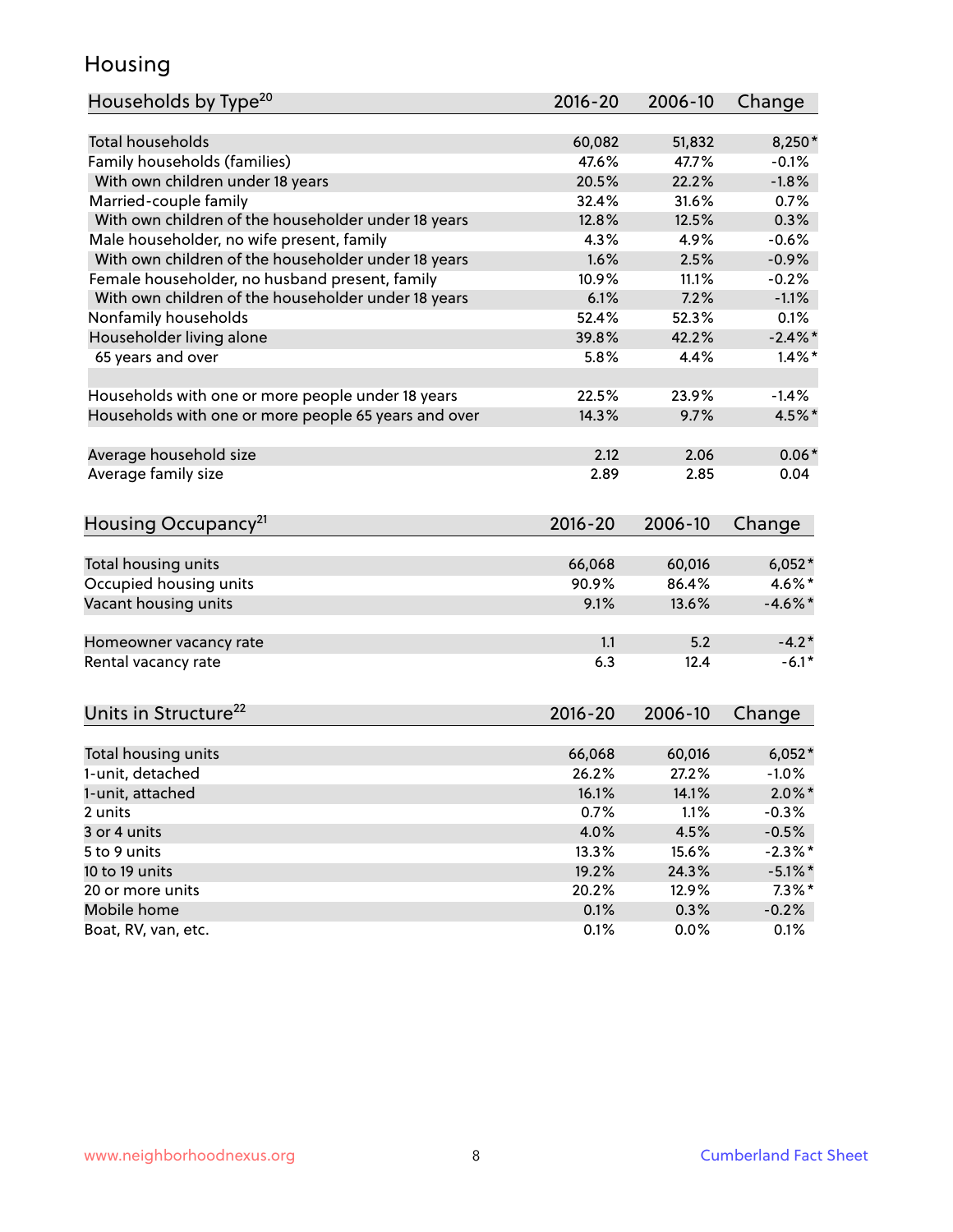# Housing

| Households by Type[20] | 2016-20 | 2006-10 | Change |
|---|---|---|---|
| Total households | 60,082 | 51,832 | 8,250* |
| Family households (families) | 47.6% | 47.7% | -0.1% |
| With own children under 18 years | 20.5% | 22.2% | -1.8% |
| Married-couple family | 32.4% | 31.6% | 0.7% |
| With own children of the householder under 18 years | 12.8% | 12.5% | 0.3% |
| Male householder, no wife present, family | 4.3% | 4.9% | -0.6% |
| With own children of the householder under 18 years | 1.6% | 2.5% | -0.9% |
| Female householder, no husband present, family | 10.9% | 11.1% | -0.2% |
| With own children of the householder under 18 years | 6.1% | 7.2% | -1.1% |
| Nonfamily households | 52.4% | 52.3% | 0.1% |
| Householder living alone | 39.8% | 42.2% | -2.4%* |
| 65 years and over | 5.8% | 4.4% | 1.4%* |
| | | | |
| Households with one or more people under 18 years | 22.5% | 23.9% | -1.4% |
| Households with one or more people 65 years and over | 14.3% | 9.7% | 4.5%* |
| | | | |
| Average household size | 2.12 | 2.06 | 0.06* |
| Average family size | 2.89 | 2.85 | 0.04 |

| Housing Occupancy[21] | 2016-20 | 2006-10 | Change |
|---|---|---|---|
| Total housing units | 66,068 | 60,016 | 6,052* |
| Occupied housing units | 90.9% | 86.4% | 4.6%* |
| Vacant housing units | 9.1% | 13.6% | -4.6%* |
| | | | |
| Homeowner vacancy rate | 1.1 | 5.2 | -4.2* |
| Rental vacancy rate | 6.3 | 12.4 | -6.1* |

| Units in Structure[22] | 2016-20 | 2006-10 | Change |
|---|---|---|---|
| Total housing units | 66,068 | 60,016 | 6,052* |
| 1-unit, detached | 26.2% | 27.2% | -1.0% |
| 1-unit, attached | 16.1% | 14.1% | 2.0%* |
| 2 units | 0.7% | 1.1% | -0.3% |
| 3 or 4 units | 4.0% | 4.5% | -0.5% |
| 5 to 9 units | 13.3% | 15.6% | -2.3%* |
| 10 to 19 units | 19.2% | 24.3% | -5.1%* |
| 20 or more units | 20.2% | 12.9% | 7.3%* |
| Mobile home | 0.1% | 0.3% | -0.2% |
| Boat, RV, van, etc. | 0.1% | 0.0% | 0.1% |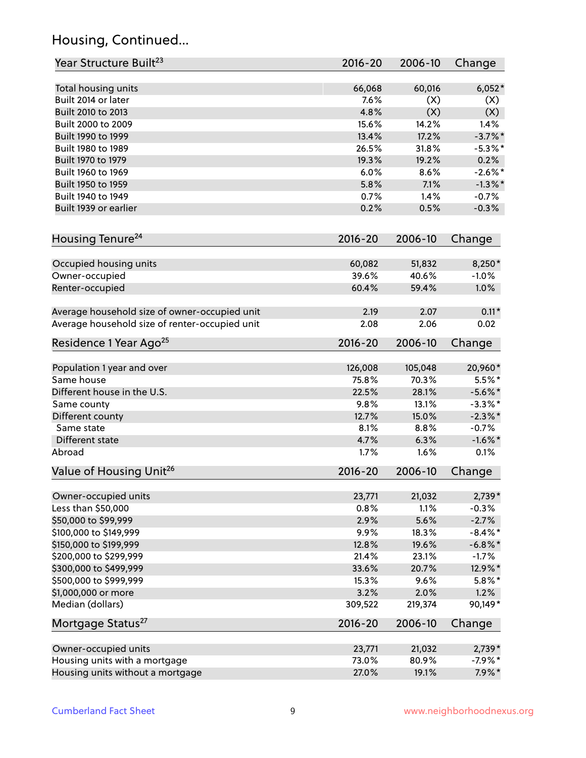## Housing, Continued...

| Year Structure Built[23] | 2016-20 | 2006-10 | Change |
|---|---|---|---|
| Total housing units | 66,068 | 60,016 | 6,052* |
| Built 2014 or later | 7.6% | (X) | (X) |
| Built 2010 to 2013 | 4.8% | (X) | (X) |
| Built 2000 to 2009 | 15.6% | 14.2% | 1.4% |
| Built 1990 to 1999 | 13.4% | 17.2% | -3.7%* |
| Built 1980 to 1989 | 26.5% | 31.8% | -5.3%* |
| Built 1970 to 1979 | 19.3% | 19.2% | 0.2% |
| Built 1960 to 1969 | 6.0% | 8.6% | -2.6%* |
| Built 1950 to 1959 | 5.8% | 7.1% | -1.3%* |
| Built 1940 to 1949 | 0.7% | 1.4% | -0.7% |
| Built 1939 or earlier | 0.2% | 0.5% | -0.3% |

| Housing Tenure[24] | 2016-20 | 2006-10 | Change |
|---|---|---|---|
| Occupied housing units | 60,082 | 51,832 | 8,250* |
| Owner-occupied | 39.6% | 40.6% | -1.0% |
| Renter-occupied | 60.4% | 59.4% | 1.0% |
| Average household size of owner-occupied unit | 2.19 | 2.07 | 0.11* |
| Average household size of renter-occupied unit | 2.08 | 2.06 | 0.02 |

| Residence 1 Year Ago[25] | 2016-20 | 2006-10 | Change |
|---|---|---|---|
| Population 1 year and over | 126,008 | 105,048 | 20,960* |
| Same house | 75.8% | 70.3% | 5.5%* |
| Different house in the U.S. | 22.5% | 28.1% | -5.6%* |
| Same county | 9.8% | 13.1% | -3.3%* |
| Different county | 12.7% | 15.0% | -2.3%* |
| Same state | 8.1% | 8.8% | -0.7% |
| Different state | 4.7% | 6.3% | -1.6%* |
| Abroad | 1.7% | 1.6% | 0.1% |

| Value of Housing Unit[26] | 2016-20 | 2006-10 | Change |
|---|---|---|---|
| Owner-occupied units | 23,771 | 21,032 | 2,739* |
| Less than $50,000 | 0.8% | 1.1% | -0.3% |
| $50,000 to $99,999 | 2.9% | 5.6% | -2.7% |
| $100,000 to $149,999 | 9.9% | 18.3% | -8.4%* |
| $150,000 to $199,999 | 12.8% | 19.6% | -6.8%* |
| $200,000 to $299,999 | 21.4% | 23.1% | -1.7% |
| $300,000 to $499,999 | 33.6% | 20.7% | 12.9%* |
| $500,000 to $999,999 | 15.3% | 9.6% | 5.8%* |
| $1,000,000 or more | 3.2% | 2.0% | 1.2% |
| Median (dollars) | 309,522 | 219,374 | 90,149* |

| Mortgage Status[27] | 2016-20 | 2006-10 | Change |
|---|---|---|---|
| Owner-occupied units | 23,771 | 21,032 | 2,739* |
| Housing units with a mortgage | 73.0% | 80.9% | -7.9%* |
| Housing units without a mortgage | 27.0% | 19.1% | 7.9%* |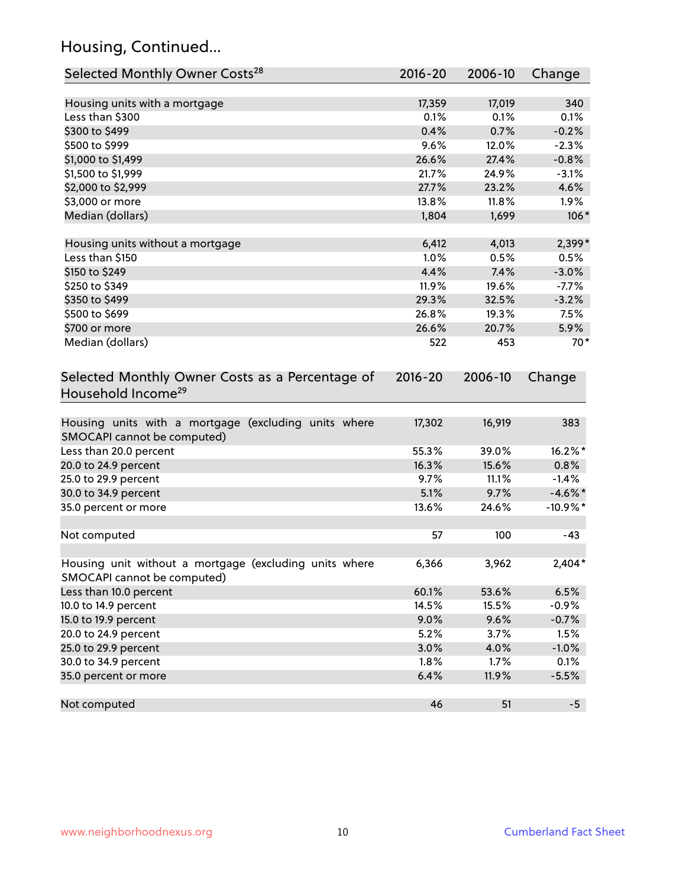## Housing, Continued...

| Selected Monthly Owner Costs[28] | 2016-20 | 2006-10 | Change |
|---|---|---|---|
| Housing units with a mortgage | 17,359 | 17,019 | 340 |
| Less than $300 | 0.1% | 0.1% | 0.1% |
| $300 to $499 | 0.4% | 0.7% | -0.2% |
| $500 to $999 | 9.6% | 12.0% | -2.3% |
| $1,000 to $1,499 | 26.6% | 27.4% | -0.8% |
| $1,500 to $1,999 | 21.7% | 24.9% | -3.1% |
| $2,000 to $2,999 | 27.7% | 23.2% | 4.6% |
| $3,000 or more | 13.8% | 11.8% | 1.9% |
| Median (dollars) | 1,804 | 1,699 | 106* |
| | | | |
| Housing units without a mortgage | 6,412 | 4,013 | 2,399* |
| Less than $150 | 1.0% | 0.5% | 0.5% |
| $150 to $249 | 4.4% | 7.4% | -3.0% |
| $250 to $349 | 11.9% | 19.6% | -7.7% |
| $350 to $499 | 29.3% | 32.5% | -3.2% |
| $500 to $699 | 26.8% | 19.3% | 7.5% |
| $700 or more | 26.6% | 20.7% | 5.9% |
| Median (dollars) | 522 | 453 | 70* |

| Selected Monthly Owner Costs as a Percentage of Household Income[29] | 2016-20 | 2006-10 | Change |
|---|---|---|---|
| Housing units with a mortgage (excluding units where SMOCAPI cannot be computed) | 17,302 | 16,919 | 383 |
| Less than 20.0 percent | 55.3% | 39.0% | 16.2%* |
| 20.0 to 24.9 percent | 16.3% | 15.6% | 0.8% |
| 25.0 to 29.9 percent | 9.7% | 11.1% | -1.4% |
| 30.0 to 34.9 percent | 5.1% | 9.7% | -4.6%* |
| 35.0 percent or more | 13.6% | 24.6% | -10.9%* |
| | | | |
| Not computed | 57 | 100 | -43 |
| | | | |
| Housing unit without a mortgage (excluding units where SMOCAPI cannot be computed) | 6,366 | 3,962 | 2,404* |
| Less than 10.0 percent | 60.1% | 53.6% | 6.5% |
| 10.0 to 14.9 percent | 14.5% | 15.5% | -0.9% |
| 15.0 to 19.9 percent | 9.0% | 9.6% | -0.7% |
| 20.0 to 24.9 percent | 5.2% | 3.7% | 1.5% |
| 25.0 to 29.9 percent | 3.0% | 4.0% | -1.0% |
| 30.0 to 34.9 percent | 1.8% | 1.7% | 0.1% |
| 35.0 percent or more | 6.4% | 11.9% | -5.5% |
| | | | |
| Not computed | 46 | 51 | -5 |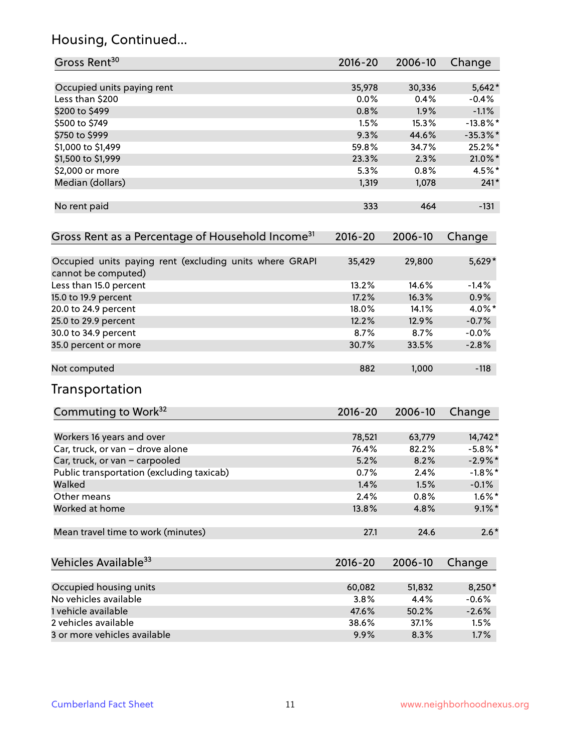## Housing, Continued...

| Gross Rent[30] | 2016-20 | 2006-10 | Change |
|---|---|---|---|
| Occupied units paying rent | 35,978 | 30,336 | 5,642* |
| Less than $200 | 0.0% | 0.4% | -0.4% |
| $200 to $499 | 0.8% | 1.9% | -1.1% |
| $500 to $749 | 1.5% | 15.3% | -13.8%* |
| $750 to $999 | 9.3% | 44.6% | -35.3%* |
| $1,000 to $1,499 | 59.8% | 34.7% | 25.2%* |
| $1,500 to $1,999 | 23.3% | 2.3% | 21.0%* |
| $2,000 or more | 5.3% | 0.8% | 4.5%* |
| Median (dollars) | 1,319 | 1,078 | 241* |
| No rent paid | 333 | 464 | -131 |

| Gross Rent as a Percentage of Household Income[31] | 2016-20 | 2006-10 | Change |
|---|---|---|---|
| Occupied units paying rent (excluding units where GRAPI cannot be computed) | 35,429 | 29,800 | 5,629* |
| Less than 15.0 percent | 13.2% | 14.6% | -1.4% |
| 15.0 to 19.9 percent | 17.2% | 16.3% | 0.9% |
| 20.0 to 24.9 percent | 18.0% | 14.1% | 4.0%* |
| 25.0 to 29.9 percent | 12.2% | 12.9% | -0.7% |
| 30.0 to 34.9 percent | 8.7% | 8.7% | -0.0% |
| 35.0 percent or more | 30.7% | 33.5% | -2.8% |
| Not computed | 882 | 1,000 | -118 |

## Transportation

| Commuting to Work[32] | 2016-20 | 2006-10 | Change |
|---|---|---|---|
| Workers 16 years and over | 78,521 | 63,779 | 14,742* |
| Car, truck, or van – drove alone | 76.4% | 82.2% | -5.8%* |
| Car, truck, or van – carpooled | 5.2% | 8.2% | -2.9%* |
| Public transportation (excluding taxicab) | 0.7% | 2.4% | -1.8%* |
| Walked | 1.4% | 1.5% | -0.1% |
| Other means | 2.4% | 0.8% | 1.6%* |
| Worked at home | 13.8% | 4.8% | 9.1%* |
| Mean travel time to work (minutes) | 27.1 | 24.6 | 2.6* |

| Vehicles Available[33] | 2016-20 | 2006-10 | Change |
|---|---|---|---|
| Occupied housing units | 60,082 | 51,832 | 8,250* |
| No vehicles available | 3.8% | 4.4% | -0.6% |
| 1 vehicle available | 47.6% | 50.2% | -2.6% |
| 2 vehicles available | 38.6% | 37.1% | 1.5% |
| 3 or more vehicles available | 9.9% | 8.3% | 1.7% |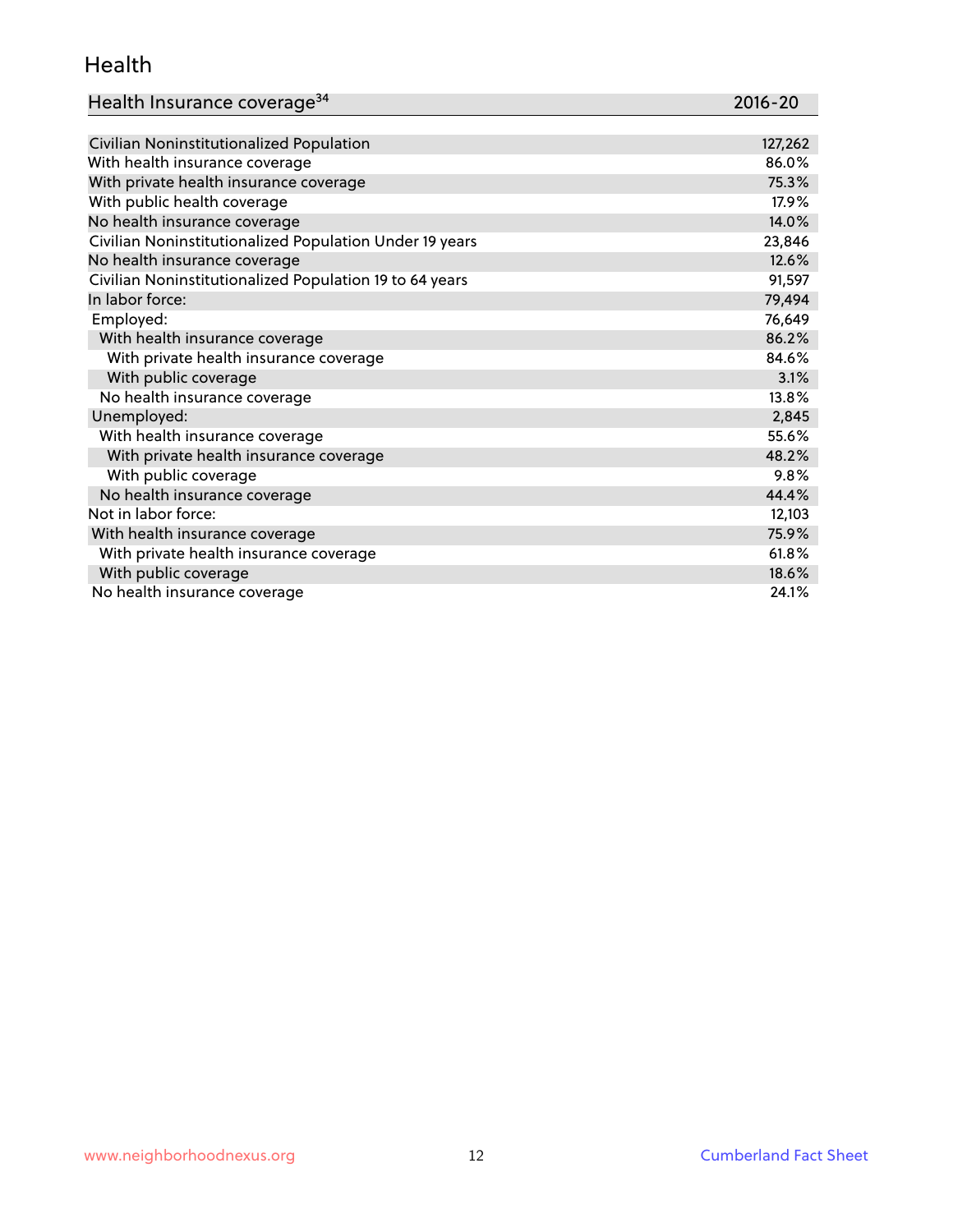## Health

| Health Insurance coverage[34] | 2016-20 |
|---|---|
| Civilian Noninstitutionalized Population | 127,262 |
| With health insurance coverage | 86.0% |
| With private health insurance coverage | 75.3% |
| With public health coverage | 17.9% |
| No health insurance coverage | 14.0% |
| Civilian Noninstitutionalized Population Under 19 years | 23,846 |
| No health insurance coverage | 12.6% |
| Civilian Noninstitutionalized Population 19 to 64 years | 91,597 |
| In labor force: | 79,494 |
| Employed: | 76,649 |
| With health insurance coverage | 86.2% |
| With private health insurance coverage | 84.6% |
| With public coverage | 3.1% |
| No health insurance coverage | 13.8% |
| Unemployed: | 2,845 |
| With health insurance coverage | 55.6% |
| With private health insurance coverage | 48.2% |
| With public coverage | 9.8% |
| No health insurance coverage | 44.4% |
| Not in labor force: | 12,103 |
| With health insurance coverage | 75.9% |
| With private health insurance coverage | 61.8% |
| With public coverage | 18.6% |
| No health insurance coverage | 24.1% |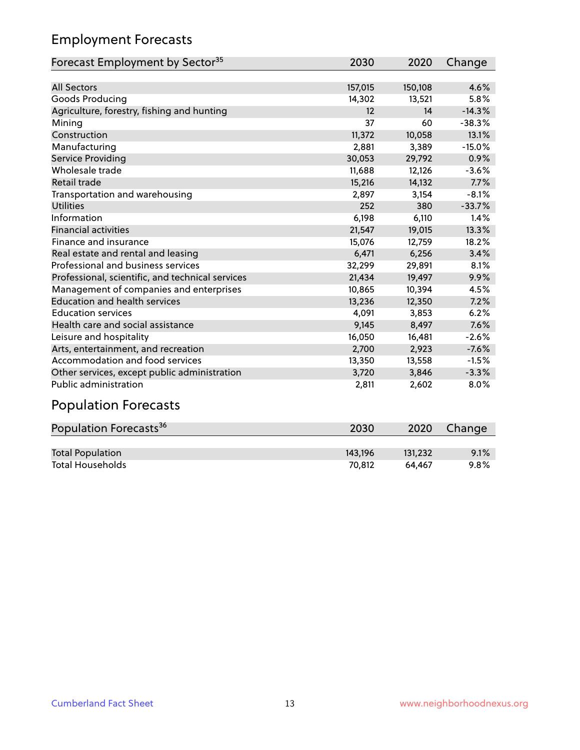## Employment Forecasts

| Forecast Employment by Sector[35] | 2030 | 2020 | Change |
|---|---|---|---|
| All Sectors | 157,015 | 150,108 | 4.6% |
| Goods Producing | 14,302 | 13,521 | 5.8% |
| Agriculture, forestry, fishing and hunting | 12 | 14 | -14.3% |
| Mining | 37 | 60 | -38.3% |
| Construction | 11,372 | 10,058 | 13.1% |
| Manufacturing | 2,881 | 3,389 | -15.0% |
| Service Providing | 30,053 | 29,792 | 0.9% |
| Wholesale trade | 11,688 | 12,126 | -3.6% |
| Retail trade | 15,216 | 14,132 | 7.7% |
| Transportation and warehousing | 2,897 | 3,154 | -8.1% |
| Utilities | 252 | 380 | -33.7% |
| Information | 6,198 | 6,110 | 1.4% |
| Financial activities | 21,547 | 19,015 | 13.3% |
| Finance and insurance | 15,076 | 12,759 | 18.2% |
| Real estate and rental and leasing | 6,471 | 6,256 | 3.4% |
| Professional and business services | 32,299 | 29,891 | 8.1% |
| Professional, scientific, and technical services | 21,434 | 19,497 | 9.9% |
| Management of companies and enterprises | 10,865 | 10,394 | 4.5% |
| Education and health services | 13,236 | 12,350 | 7.2% |
| Education services | 4,091 | 3,853 | 6.2% |
| Health care and social assistance | 9,145 | 8,497 | 7.6% |
| Leisure and hospitality | 16,050 | 16,481 | -2.6% |
| Arts, entertainment, and recreation | 2,700 | 2,923 | -7.6% |
| Accommodation and food services | 13,350 | 13,558 | -1.5% |
| Other services, except public administration | 3,720 | 3,846 | -3.3% |
| Public administration | 2,811 | 2,602 | 8.0% |

## Population Forecasts

| Population Forecasts[36] | 2030 | 2020 | Change |
|---|---|---|---|
| Total Population | 143,196 | 131,232 | 9.1% |
| Total Households | 70,812 | 64,467 | 9.8% |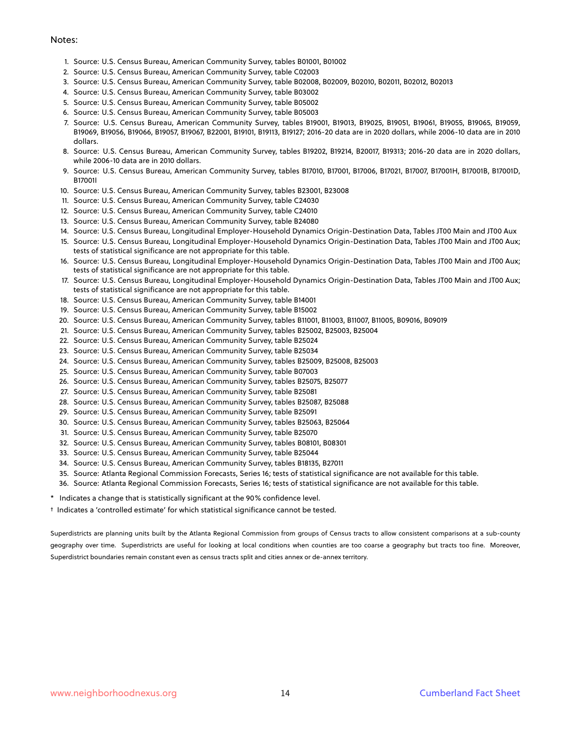Notes:

1. Source: U.S. Census Bureau, American Community Survey, tables B01001, B01002
2. Source: U.S. Census Bureau, American Community Survey, table C02003
3. Source: U.S. Census Bureau, American Community Survey, table B02008, B02009, B02010, B02011, B02012, B02013
4. Source: U.S. Census Bureau, American Community Survey, table B03002
5. Source: U.S. Census Bureau, American Community Survey, table B05002
6. Source: U.S. Census Bureau, American Community Survey, table B05003
7. Source: U.S. Census Bureau, American Community Survey, tables B19001, B19013, B19025, B19051, B19061, B19055, B19065, B19059, B19069, B19056, B19066, B19057, B19067, B22001, B19101, B19113, B19127; 2016-20 data are in 2020 dollars, while 2006-10 data are in 2010 dollars.
8. Source: U.S. Census Bureau, American Community Survey, tables B19202, B19214, B20017, B19313; 2016-20 data are in 2020 dollars, while 2006-10 data are in 2010 dollars.
9. Source: U.S. Census Bureau, American Community Survey, tables B17010, B17001, B17006, B17021, B17007, B17001H, B17001B, B17001D, B17001I
10. Source: U.S. Census Bureau, American Community Survey, tables B23001, B23008
11. Source: U.S. Census Bureau, American Community Survey, table C24030
12. Source: U.S. Census Bureau, American Community Survey, table C24010
13. Source: U.S. Census Bureau, American Community Survey, table B24080
14. Source: U.S. Census Bureau, Longitudinal Employer-Household Dynamics Origin-Destination Data, Tables JT00 Main and JT00 Aux
15. Source: U.S. Census Bureau, Longitudinal Employer-Household Dynamics Origin-Destination Data, Tables JT00 Main and JT00 Aux; tests of statistical significance are not appropriate for this table.
16. Source: U.S. Census Bureau, Longitudinal Employer-Household Dynamics Origin-Destination Data, Tables JT00 Main and JT00 Aux; tests of statistical significance are not appropriate for this table.
17. Source: U.S. Census Bureau, Longitudinal Employer-Household Dynamics Origin-Destination Data, Tables JT00 Main and JT00 Aux; tests of statistical significance are not appropriate for this table.
18. Source: U.S. Census Bureau, American Community Survey, table B14001
19. Source: U.S. Census Bureau, American Community Survey, table B15002
20. Source: U.S. Census Bureau, American Community Survey, tables B11001, B11003, B11007, B11005, B09016, B09019
21. Source: U.S. Census Bureau, American Community Survey, tables B25002, B25003, B25004
22. Source: U.S. Census Bureau, American Community Survey, table B25024
23. Source: U.S. Census Bureau, American Community Survey, table B25034
24. Source: U.S. Census Bureau, American Community Survey, tables B25009, B25008, B25003
25. Source: U.S. Census Bureau, American Community Survey, table B07003
26. Source: U.S. Census Bureau, American Community Survey, tables B25075, B25077
27. Source: U.S. Census Bureau, American Community Survey, table B25081
28. Source: U.S. Census Bureau, American Community Survey, tables B25087, B25088
29. Source: U.S. Census Bureau, American Community Survey, table B25091
30. Source: U.S. Census Bureau, American Community Survey, tables B25063, B25064
31. Source: U.S. Census Bureau, American Community Survey, table B25070
32. Source: U.S. Census Bureau, American Community Survey, tables B08101, B08301
33. Source: U.S. Census Bureau, American Community Survey, table B25044
34. Source: U.S. Census Bureau, American Community Survey, tables B18135, B27011
35. Source: Atlanta Regional Commission Forecasts, Series 16; tests of statistical significance are not available for this table.
36. Source: Atlanta Regional Commission Forecasts, Series 16; tests of statistical significance are not available for this table.

\* Indicates a change that is statistically significant at the 90% confidence level.

† Indicates a 'controlled estimate' for which statistical significance cannot be tested.

Superdistricts are planning units built by the Atlanta Regional Commission from groups of Census tracts to allow consistent comparisons at a sub-county geography over time. Superdistricts are useful for looking at local conditions when counties are too coarse a geography but tracts too fine. Moreover, Superdistrict boundaries remain constant even as census tracts split and cities annex or de-annex territory.